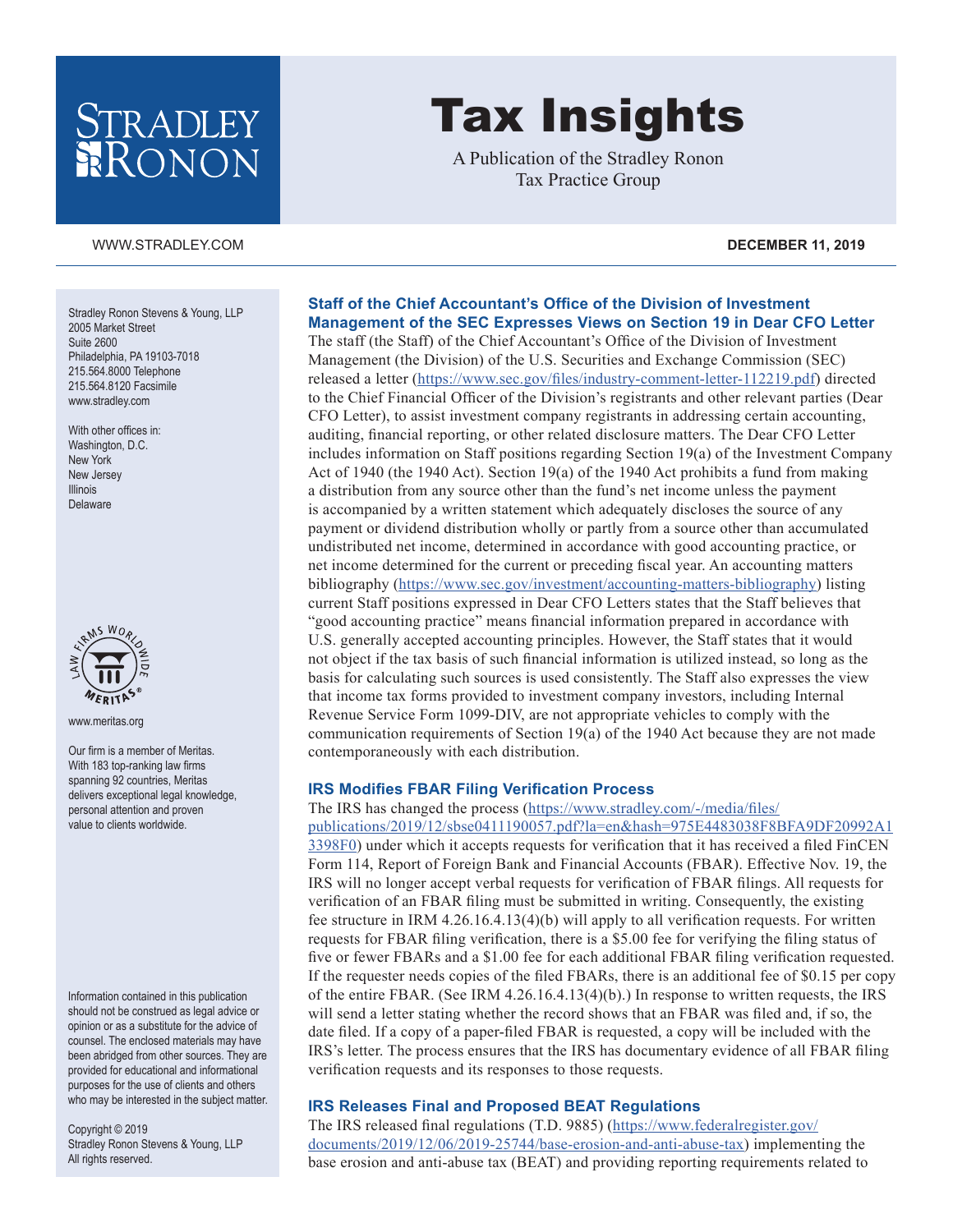# Tax Insights

A Publication of the Stradley Ronon Tax Practice Group

WWW.STRADLEY.COM

**DECEMBER 11, 2019**

Stradley Ronon Stevens & Young, LLP
2005 Market Street
Suite 2600
Philadelphia, PA 19103-7018
215.564.8000 Telephone
215.564.8120 Facsimile
www.stradley.com

With other offices in:
Washington, D.C.
New York
New Jersey
Illinois
Delaware

www.meritas.org

Our firm is a member of Meritas. With 183 top-ranking law firms spanning 92 countries, Meritas delivers exceptional legal knowledge, personal attention and proven value to clients worldwide.

Information contained in this publication should not be construed as legal advice or opinion or as a substitute for the advice of counsel. The enclosed materials may have been abridged from other sources. They are provided for educational and informational purposes for the use of clients and others who may be interested in the subject matter.

Copyright © 2019
Stradley Ronon Stevens & Young, LLP
All rights reserved.

## Staff of the Chief Accountant's Office of the Division of Investment Management of the SEC Expresses Views on Section 19 in Dear CFO Letter

The staff (the Staff) of the Chief Accountant's Office of the Division of Investment Management (the Division) of the U.S. Securities and Exchange Commission (SEC) released a letter (https://www.sec.gov/files/industry-comment-letter-112219.pdf) directed to the Chief Financial Officer of the Division's registrants and other relevant parties (Dear CFO Letter), to assist investment company registrants in addressing certain accounting, auditing, financial reporting, or other related disclosure matters. The Dear CFO Letter includes information on Staff positions regarding Section 19(a) of the Investment Company Act of 1940 (the 1940 Act). Section 19(a) of the 1940 Act prohibits a fund from making a distribution from any source other than the fund's net income unless the payment is accompanied by a written statement which adequately discloses the source of any payment or dividend distribution wholly or partly from a source other than accumulated undistributed net income, determined in accordance with good accounting practice, or net income determined for the current or preceding fiscal year. An accounting matters bibliography (https://www.sec.gov/investment/accounting-matters-bibliography) listing current Staff positions expressed in Dear CFO Letters states that the Staff believes that "good accounting practice" means financial information prepared in accordance with U.S. generally accepted accounting principles. However, the Staff states that it would not object if the tax basis of such financial information is utilized instead, so long as the basis for calculating such sources is used consistently. The Staff also expresses the view that income tax forms provided to investment company investors, including Internal Revenue Service Form 1099-DIV, are not appropriate vehicles to comply with the communication requirements of Section 19(a) of the 1940 Act because they are not made contemporaneously with each distribution.

## IRS Modifies FBAR Filing Verification Process

The IRS has changed the process (https://www.stradley.com/-/media/files/publications/2019/12/sbse0411190057.pdf?la=en&hash=975E4483038F8BFA9DF20992A13398F0) under which it accepts requests for verification that it has received a filed FinCEN Form 114, Report of Foreign Bank and Financial Accounts (FBAR). Effective Nov. 19, the IRS will no longer accept verbal requests for verification of FBAR filings. All requests for verification of an FBAR filing must be submitted in writing. Consequently, the existing fee structure in IRM 4.26.16.4.13(4)(b) will apply to all verification requests. For written requests for FBAR filing verification, there is a $5.00 fee for verifying the filing status of five or fewer FBARs and a $1.00 fee for each additional FBAR filing verification requested. If the requester needs copies of the filed FBARs, there is an additional fee of $0.15 per copy of the entire FBAR. (See IRM 4.26.16.4.13(4)(b).) In response to written requests, the IRS will send a letter stating whether the record shows that an FBAR was filed and, if so, the date filed. If a copy of a paper-filed FBAR is requested, a copy will be included with the IRS's letter. The process ensures that the IRS has documentary evidence of all FBAR filing verification requests and its responses to those requests.

## IRS Releases Final and Proposed BEAT Regulations

The IRS released final regulations (T.D. 9885) (https://www.federalregister.gov/documents/2019/12/06/2019-25744/base-erosion-and-anti-abuse-tax) implementing the base erosion and anti-abuse tax (BEAT) and providing reporting requirements related to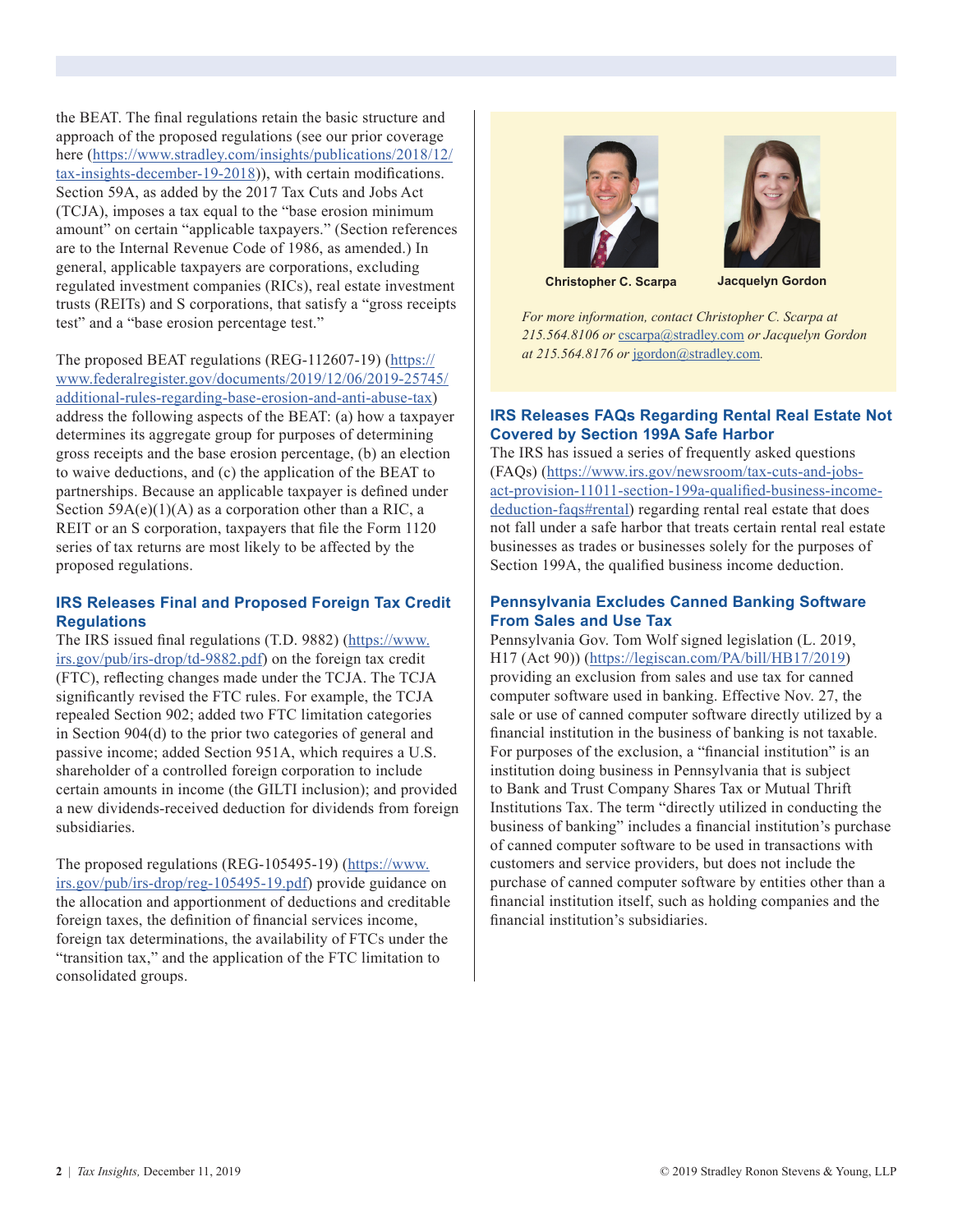the BEAT. The final regulations retain the basic structure and approach of the proposed regulations (see our prior coverage here (https://www.stradley.com/insights/publications/2018/12/tax-insights-december-19-2018)), with certain modifications. Section 59A, as added by the 2017 Tax Cuts and Jobs Act (TCJA), imposes a tax equal to the "base erosion minimum amount" on certain "applicable taxpayers." (Section references are to the Internal Revenue Code of 1986, as amended.) In general, applicable taxpayers are corporations, excluding regulated investment companies (RICs), real estate investment trusts (REITs) and S corporations, that satisfy a "gross receipts test" and a "base erosion percentage test."

The proposed BEAT regulations (REG-112607-19) (https://www.federalregister.gov/documents/2019/12/06/2019-25745/additional-rules-regarding-base-erosion-and-anti-abuse-tax) address the following aspects of the BEAT: (a) how a taxpayer determines its aggregate group for purposes of determining gross receipts and the base erosion percentage, (b) an election to waive deductions, and (c) the application of the BEAT to partnerships. Because an applicable taxpayer is defined under Section 59A(e)(1)(A) as a corporation other than a RIC, a REIT or an S corporation, taxpayers that file the Form 1120 series of tax returns are most likely to be affected by the proposed regulations.

## IRS Releases Final and Proposed Foreign Tax Credit Regulations

The IRS issued final regulations (T.D. 9882) (https://www.irs.gov/pub/irs-drop/td-9882.pdf) on the foreign tax credit (FTC), reflecting changes made under the TCJA. The TCJA significantly revised the FTC rules. For example, the TCJA repealed Section 902; added two FTC limitation categories in Section 904(d) to the prior two categories of general and passive income; added Section 951A, which requires a U.S. shareholder of a controlled foreign corporation to include certain amounts in income (the GILTI inclusion); and provided a new dividends-received deduction for dividends from foreign subsidiaries.

The proposed regulations (REG-105495-19) (https://www.irs.gov/pub/irs-drop/reg-105495-19.pdf) provide guidance on the allocation and apportionment of deductions and creditable foreign taxes, the definition of financial services income, foreign tax determinations, the availability of FTCs under the "transition tax," and the application of the FTC limitation to consolidated groups.

**Christopher C. Scarpa** **Jacquelyn Gordon**

*For more information, contact Christopher C. Scarpa at 215.564.8106 or* cscarpa@stradley.com *or Jacquelyn Gordon at 215.564.8176 or* jgordon@stradley.com.

## IRS Releases FAQs Regarding Rental Real Estate Not Covered by Section 199A Safe Harbor

The IRS has issued a series of frequently asked questions (FAQs) (https://www.irs.gov/newsroom/tax-cuts-and-jobs-act-provision-11011-section-199a-qualified-business-income-deduction-faqs#rental) regarding rental real estate that does not fall under a safe harbor that treats certain rental real estate businesses as trades or businesses solely for the purposes of Section 199A, the qualified business income deduction.

## Pennsylvania Excludes Canned Banking Software From Sales and Use Tax

Pennsylvania Gov. Tom Wolf signed legislation (L. 2019, H17 (Act 90)) (https://legiscan.com/PA/bill/HB17/2019) providing an exclusion from sales and use tax for canned computer software used in banking. Effective Nov. 27, the sale or use of canned computer software directly utilized by a financial institution in the business of banking is not taxable. For purposes of the exclusion, a "financial institution" is an institution doing business in Pennsylvania that is subject to Bank and Trust Company Shares Tax or Mutual Thrift Institutions Tax. The term "directly utilized in conducting the business of banking" includes a financial institution's purchase of canned computer software to be used in transactions with customers and service providers, but does not include the purchase of canned computer software by entities other than a financial institution itself, such as holding companies and the financial institution's subsidiaries.